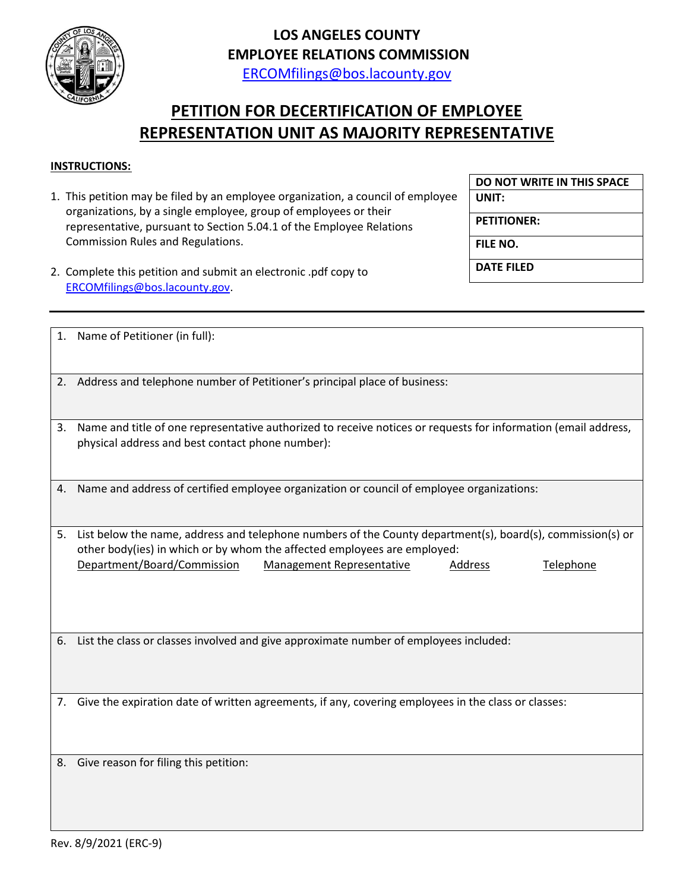# LOS ANGELES COUNTY
# EMPLOYEE RELATIONS COMMISSION

ERCOMfilings@bos.lacounty.gov

## PETITION FOR DECERTIFICATION OF EMPLOYEE REPRESENTATION UNIT AS MAJORITY REPRESENTATIVE

**INSTRUCTIONS:**

1. This petition may be filed by an employee organization, a council of employee organizations, by a single employee, group of employees or their representative, pursuant to Section 5.04.1 of the Employee Relations Commission Rules and Regulations.

2. Complete this petition and submit an electronic .pdf copy to ERCOMfilings@bos.lacounty.gov.

| DO NOT WRITE IN THIS SPACE |
|---|
| UNIT: |
| PETITIONER: |
| FILE NO. |
| DATE FILED |

---

1. Name of Petitioner (in full):

2. Address and telephone number of Petitioner's principal place of business:

3. Name and title of one representative authorized to receive notices or requests for information (email address, physical address and best contact phone number):

4. Name and address of certified employee organization or council of employee organizations:

5. List below the name, address and telephone numbers of the County department(s), board(s), commission(s) or other body(ies) in which or by whom the affected employees are employed:

| Department/Board/Commission | Management Representative | Address | Telephone |
|---|---|---|---|
| | | | |

6. List the class or classes involved and give approximate number of employees included:

7. Give the expiration date of written agreements, if any, covering employees in the class or classes:

8. Give reason for filing this petition:

Rev. 8/9/2021 (ERC-9)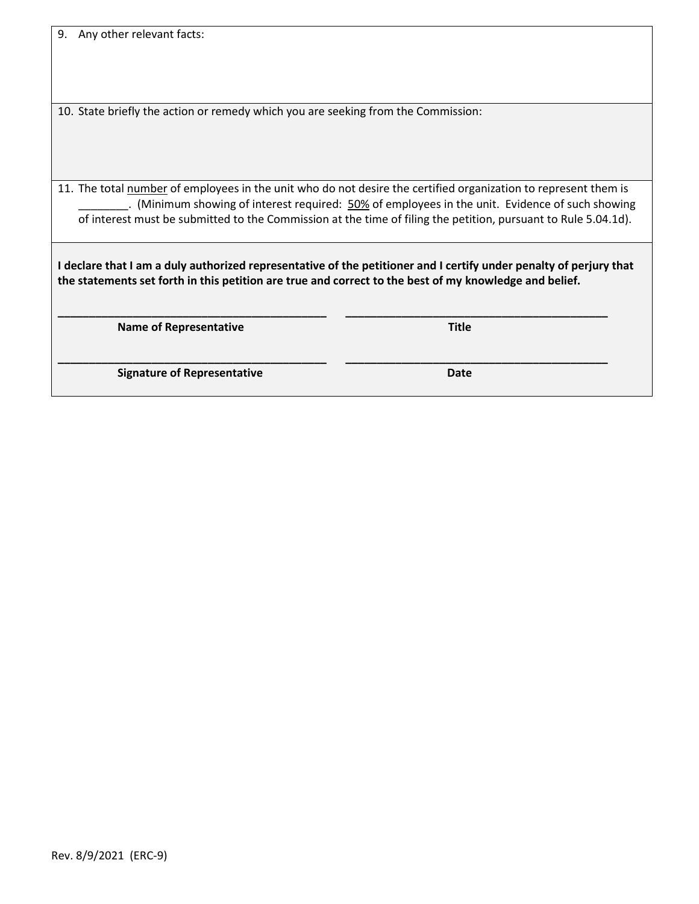9. Any other relevant facts:

10. State briefly the action or remedy which you are seeking from the Commission:

11. The total number of employees in the unit who do not desire the certified organization to represent them is ________. (Minimum showing of interest required: 50% of employees in the unit. Evidence of such showing of interest must be submitted to the Commission at the time of filing the petition, pursuant to Rule 5.04.1d).

**I declare that I am a duly authorized representative of the petitioner and I certify under penalty of perjury that the statements set forth in this petition are true and correct to the best of my knowledge and belief.**

| | |
|---|---|
| ____________________________________________ | ____________________________________________ |
| **Name of Representative** | **Title** |
| ____________________________________________ | ____________________________________________ |
| **Signature of Representative** | **Date** |

Rev. 8/9/2021 (ERC-9)